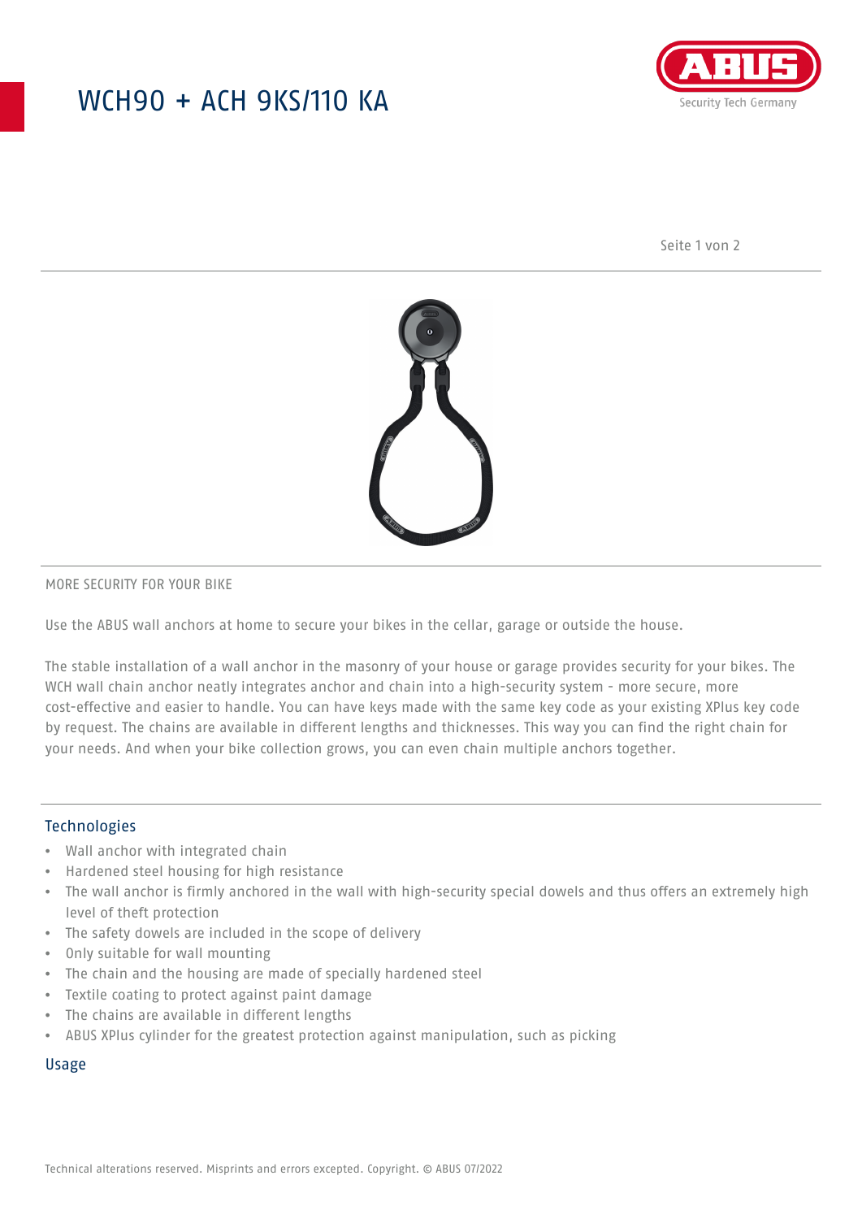# WCH90 + ACH 9KS/110 KA

MORE SECURITY FOR YOUR BIKE

Use the ABUS wall anchors at home to secure your bikes in the cellar, garage or outside the house.

The stable installation of a wall anchor in the masonry of your house or garage provides security for your bikes. The WCH wall chain anchor neatly integrates anchor and chain into a high-security system - more secure, more cost-effective and easier to handle. You can have keys made with the same key code as your existing XPlus key code by request. The chains are available in different lengths and thicknesses. This way you can find the right chain for your needs. And when your bike collection grows, you can even chain multiple anchors together.

## Technologies

- Wall anchor with integrated chain
- Hardened steel housing for high resistance
- The wall anchor is firmly anchored in the wall with high-security special dowels and thus offers an extremely high level of theft protection
- The safety dowels are included in the scope of delivery
- Only suitable for wall mounting
- The chain and the housing are made of specially hardened steel
- Textile coating to protect against paint damage
- The chains are available in different lengths
- ABUS XPlus cylinder for the greatest protection against manipulation, such as picking

## Usage

Technical alterations reserved. Misprints and errors excepted. Copyright. © ABUS 07/2022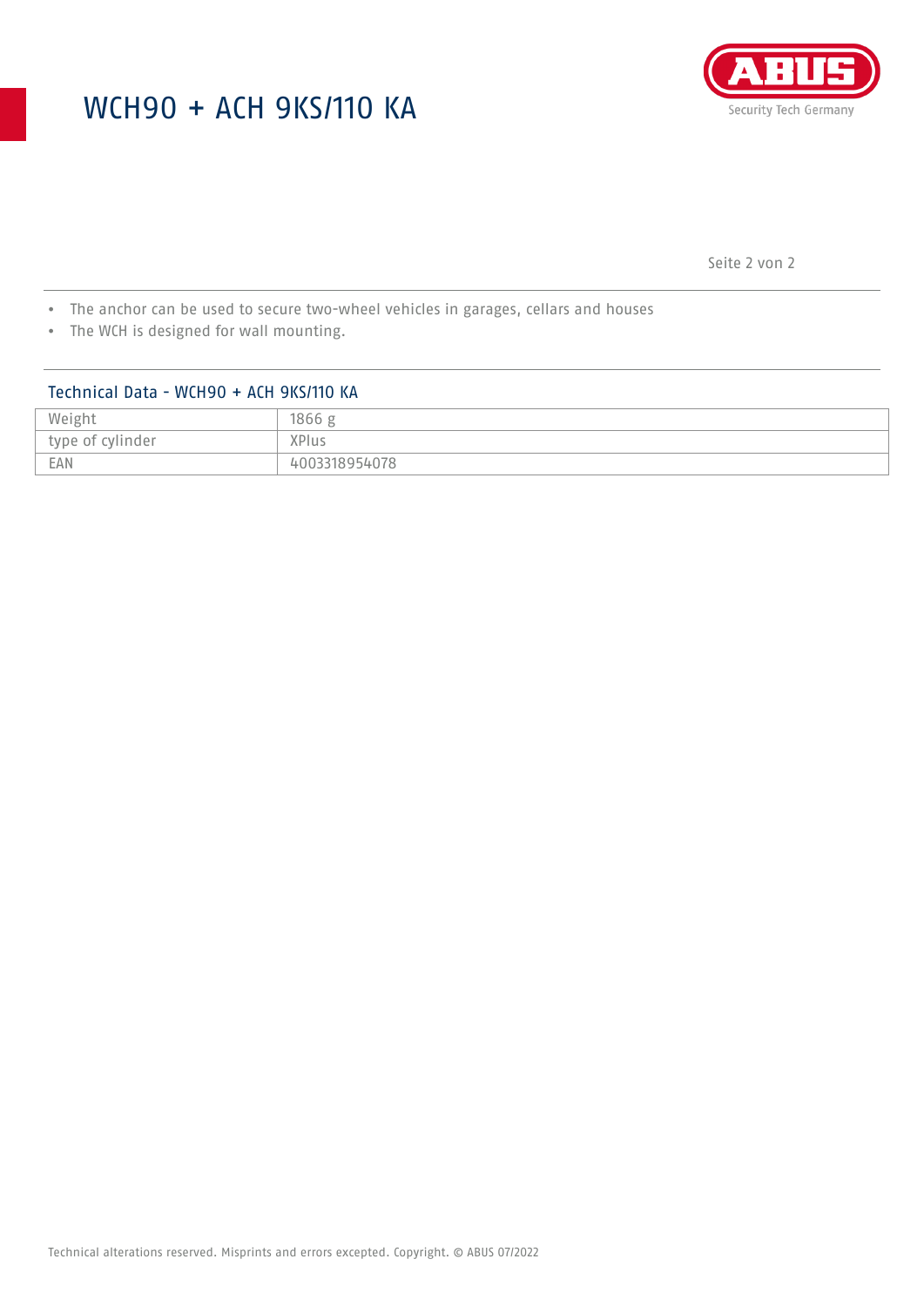- The anchor can be used to secure two-wheel vehicles in garages, cellars and houses
- The WCH is designed for wall mounting.

## Technical Data - WCH90 + ACH 9KS/110 KA

| | |
|---|---|
| Weight | 1866 g |
| type of cylinder | XPlus |
| EAN | 4003318954078 |

Technical alterations reserved. Misprints and errors excepted. Copyright. © ABUS 07/2022